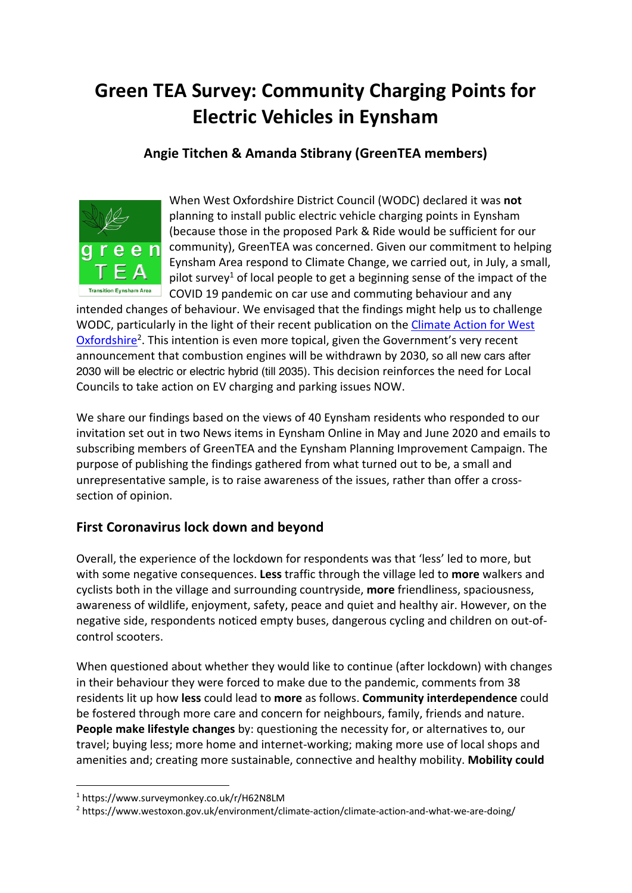# Green TEA Survey: Community Charging Points for Electric Vehicles in Eynsham

**Angie Titchen & Amanda Stibrany (GreenTEA members)**

When West Oxfordshire District Council (WODC) declared it was **not** planning to install public electric vehicle charging points in Eynsham (because those in the proposed Park & Ride would be sufficient for our community), GreenTEA was concerned. Given our commitment to helping Eynsham Area respond to Climate Change, we carried out, in July, a small, pilot survey[1] of local people to get a beginning sense of the impact of the COVID 19 pandemic on car use and commuting behaviour and any intended changes of behaviour. We envisaged that the findings might help us to challenge WODC, particularly in the light of their recent publication on the [Climate Action for West Oxfordshire][2]. This intention is even more topical, given the Government's very recent announcement that combustion engines will be withdrawn by 2030, so all new cars after 2030 will be electric or electric hybrid (till 2035). This decision reinforces the need for Local Councils to take action on EV charging and parking issues NOW.

We share our findings based on the views of 40 Eynsham residents who responded to our invitation set out in two News items in Eynsham Online in May and June 2020 and emails to subscribing members of GreenTEA and the Eynsham Planning Improvement Campaign. The purpose of publishing the findings gathered from what turned out to be, a small and unrepresentative sample, is to raise awareness of the issues, rather than offer a cross-section of opinion.

## First Coronavirus lock down and beyond

Overall, the experience of the lockdown for respondents was that 'less' led to more, but with some negative consequences. **Less** traffic through the village led to **more** walkers and cyclists both in the village and surrounding countryside, **more** friendliness, spaciousness, awareness of wildlife, enjoyment, safety, peace and quiet and healthy air. However, on the negative side, respondents noticed empty buses, dangerous cycling and children on out-of-control scooters.

When questioned about whether they would like to continue (after lockdown) with changes in their behaviour they were forced to make due to the pandemic, comments from 38 residents lit up how **less** could lead to **more** as follows. **Community interdependence** could be fostered through more care and concern for neighbours, family, friends and nature. **People make lifestyle changes** by: questioning the necessity for, or alternatives to, our travel; buying less; more home and internet-working; making more use of local shops and amenities and; creating more sustainable, connective and healthy mobility. **Mobility could**

[1] https://www.surveymonkey.co.uk/r/H62N8LM

[2] https://www.westoxon.gov.uk/environment/climate-action/climate-action-and-what-we-are-doing/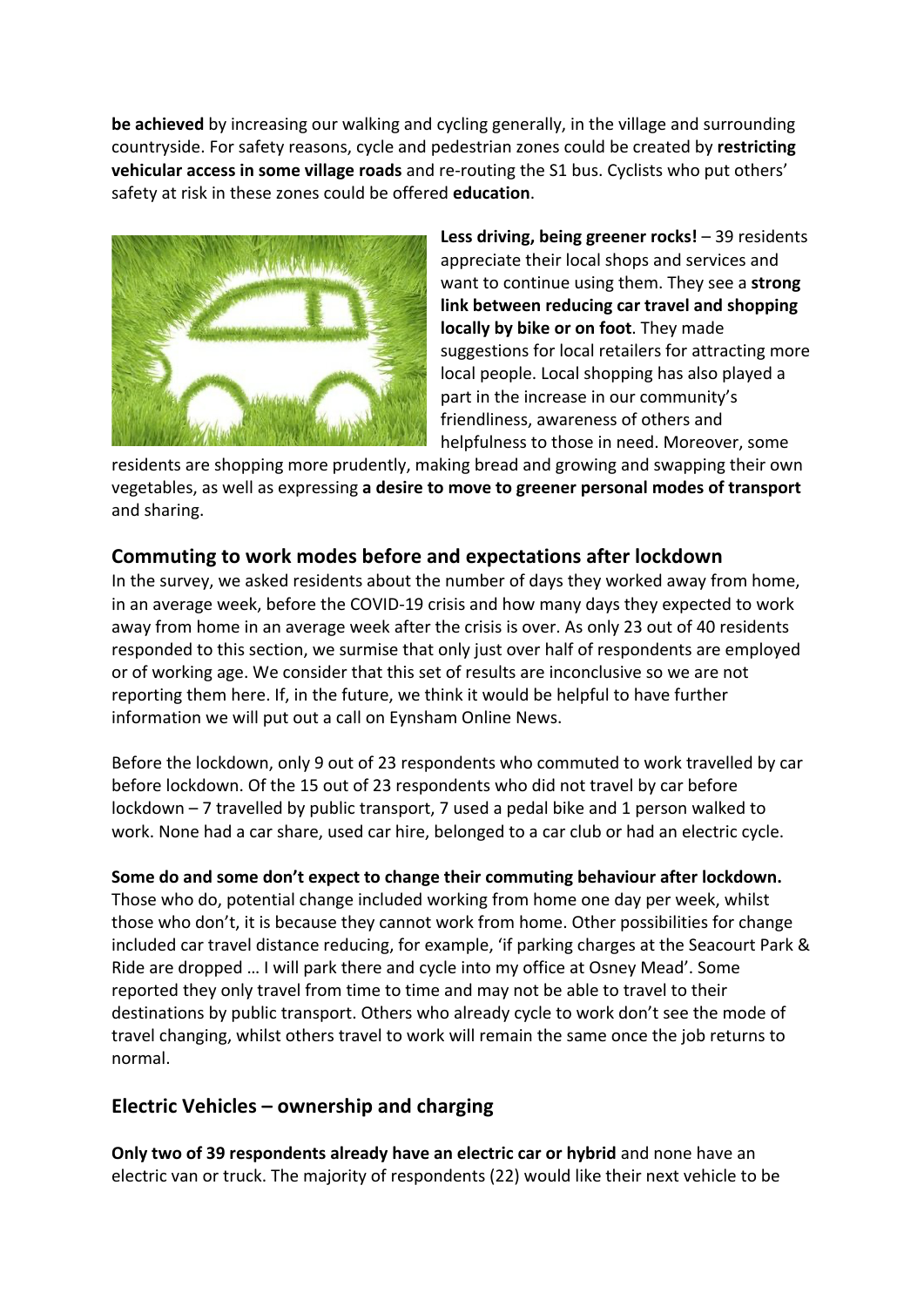**be achieved** by increasing our walking and cycling generally, in the village and surrounding countryside. For safety reasons, cycle and pedestrian zones could be created by **restricting vehicular access in some village roads** and re-routing the S1 bus. Cyclists who put others' safety at risk in these zones could be offered **education**.

**Less driving, being greener rocks!** – 39 residents appreciate their local shops and services and want to continue using them. They see a **strong link between reducing car travel and shopping locally by bike or on foot**. They made suggestions for local retailers for attracting more local people. Local shopping has also played a part in the increase in our community's friendliness, awareness of others and helpfulness to those in need. Moreover, some residents are shopping more prudently, making bread and growing and swapping their own vegetables, as well as expressing **a desire to move to greener personal modes of transport** and sharing.

## Commuting to work modes before and expectations after lockdown

In the survey, we asked residents about the number of days they worked away from home, in an average week, before the COVID-19 crisis and how many days they expected to work away from home in an average week after the crisis is over. As only 23 out of 40 residents responded to this section, we surmise that only just over half of respondents are employed or of working age. We consider that this set of results are inconclusive so we are not reporting them here. If, in the future, we think it would be helpful to have further information we will put out a call on Eynsham Online News.

Before the lockdown, only 9 out of 23 respondents who commuted to work travelled by car before lockdown. Of the 15 out of 23 respondents who did not travel by car before lockdown – 7 travelled by public transport, 7 used a pedal bike and 1 person walked to work. None had a car share, used car hire, belonged to a car club or had an electric cycle.

**Some do and some don't expect to change their commuting behaviour after lockdown.** Those who do, potential change included working from home one day per week, whilst those who don't, it is because they cannot work from home. Other possibilities for change included car travel distance reducing, for example, 'if parking charges at the Seacourt Park & Ride are dropped … I will park there and cycle into my office at Osney Mead'. Some reported they only travel from time to time and may not be able to travel to their destinations by public transport. Others who already cycle to work don't see the mode of travel changing, whilst others travel to work will remain the same once the job returns to normal.

## Electric Vehicles – ownership and charging

**Only two of 39 respondents already have an electric car or hybrid** and none have an electric van or truck. The majority of respondents (22) would like their next vehicle to be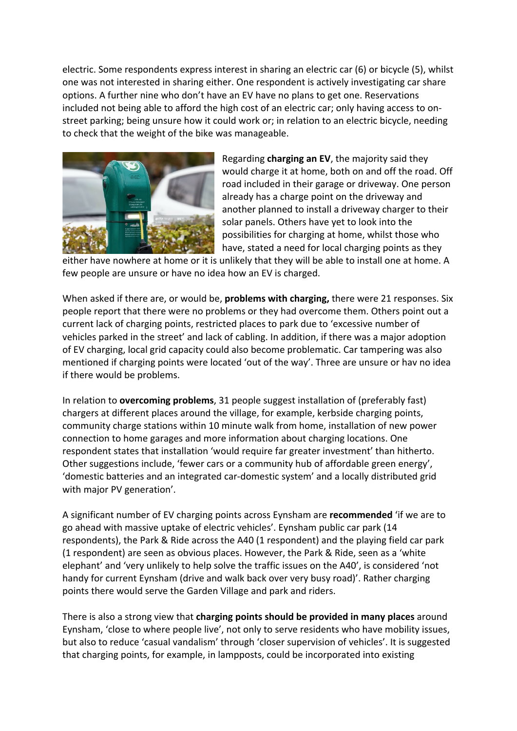electric. Some respondents express interest in sharing an electric car (6) or bicycle (5), whilst one was not interested in sharing either. One respondent is actively investigating car share options. A further nine who don't have an EV have no plans to get one. Reservations included not being able to afford the high cost of an electric car; only having access to on-street parking; being unsure how it could work or; in relation to an electric bicycle, needing to check that the weight of the bike was manageable.

Regarding **charging an EV**, the majority said they would charge it at home, both on and off the road. Off road included in their garage or driveway. One person already has a charge point on the driveway and another planned to install a driveway charger to their solar panels. Others have yet to look into the possibilities for charging at home, whilst those who have, stated a need for local charging points as they either have nowhere at home or it is unlikely that they will be able to install one at home. A few people are unsure or have no idea how an EV is charged.

When asked if there are, or would be, **problems with charging,** there were 21 responses. Six people report that there were no problems or they had overcome them. Others point out a current lack of charging points, restricted places to park due to 'excessive number of vehicles parked in the street' and lack of cabling. In addition, if there was a major adoption of EV charging, local grid capacity could also become problematic. Car tampering was also mentioned if charging points were located 'out of the way'. Three are unsure or hav no idea if there would be problems.

In relation to **overcoming problems**, 31 people suggest installation of (preferably fast) chargers at different places around the village, for example, kerbside charging points, community charge stations within 10 minute walk from home, installation of new power connection to home garages and more information about charging locations. One respondent states that installation 'would require far greater investment' than hitherto. Other suggestions include, 'fewer cars or a community hub of affordable green energy', 'domestic batteries and an integrated car-domestic system' and a locally distributed grid with major PV generation'.

A significant number of EV charging points across Eynsham are **recommended** 'if we are to go ahead with massive uptake of electric vehicles'. Eynsham public car park (14 respondents), the Park & Ride across the A40 (1 respondent) and the playing field car park (1 respondent) are seen as obvious places. However, the Park & Ride, seen as a 'white elephant' and 'very unlikely to help solve the traffic issues on the A40', is considered 'not handy for current Eynsham (drive and walk back over very busy road)'. Rather charging points there would serve the Garden Village and park and riders.

There is also a strong view that **charging points should be provided in many places** around Eynsham, 'close to where people live', not only to serve residents who have mobility issues, but also to reduce 'casual vandalism' through 'closer supervision of vehicles'. It is suggested that charging points, for example, in lampposts, could be incorporated into existing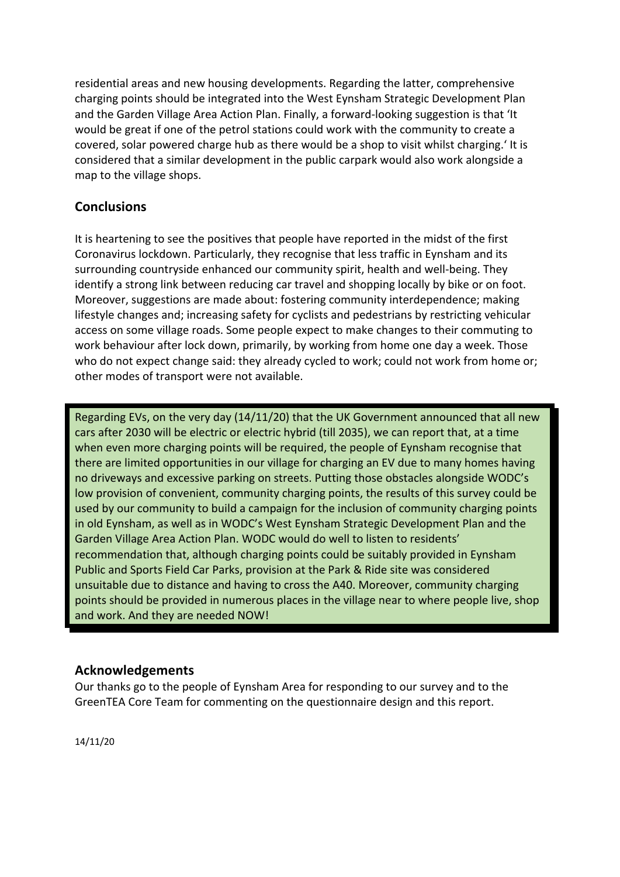residential areas and new housing developments. Regarding the latter, comprehensive charging points should be integrated into the West Eynsham Strategic Development Plan and the Garden Village Area Action Plan. Finally, a forward-looking suggestion is that 'It would be great if one of the petrol stations could work with the community to create a covered, solar powered charge hub as there would be a shop to visit whilst charging.' It is considered that a similar development in the public carpark would also work alongside a map to the village shops.

## Conclusions

It is heartening to see the positives that people have reported in the midst of the first Coronavirus lockdown. Particularly, they recognise that less traffic in Eynsham and its surrounding countryside enhanced our community spirit, health and well-being. They identify a strong link between reducing car travel and shopping locally by bike or on foot. Moreover, suggestions are made about: fostering community interdependence; making lifestyle changes and; increasing safety for cyclists and pedestrians by restricting vehicular access on some village roads. Some people expect to make changes to their commuting to work behaviour after lock down, primarily, by working from home one day a week. Those who do not expect change said: they already cycled to work; could not work from home or; other modes of transport were not available.

Regarding EVs, on the very day (14/11/20) that the UK Government announced that all new cars after 2030 will be electric or electric hybrid (till 2035), we can report that, at a time when even more charging points will be required, the people of Eynsham recognise that there are limited opportunities in our village for charging an EV due to many homes having no driveways and excessive parking on streets. Putting those obstacles alongside WODC's low provision of convenient, community charging points, the results of this survey could be used by our community to build a campaign for the inclusion of community charging points in old Eynsham, as well as in WODC's West Eynsham Strategic Development Plan and the Garden Village Area Action Plan. WODC would do well to listen to residents' recommendation that, although charging points could be suitably provided in Eynsham Public and Sports Field Car Parks, provision at the Park & Ride site was considered unsuitable due to distance and having to cross the A40. Moreover, community charging points should be provided in numerous places in the village near to where people live, shop and work. And they are needed NOW!

## Acknowledgements

Our thanks go to the people of Eynsham Area for responding to our survey and to the GreenTEA Core Team for commenting on the questionnaire design and this report.

14/11/20